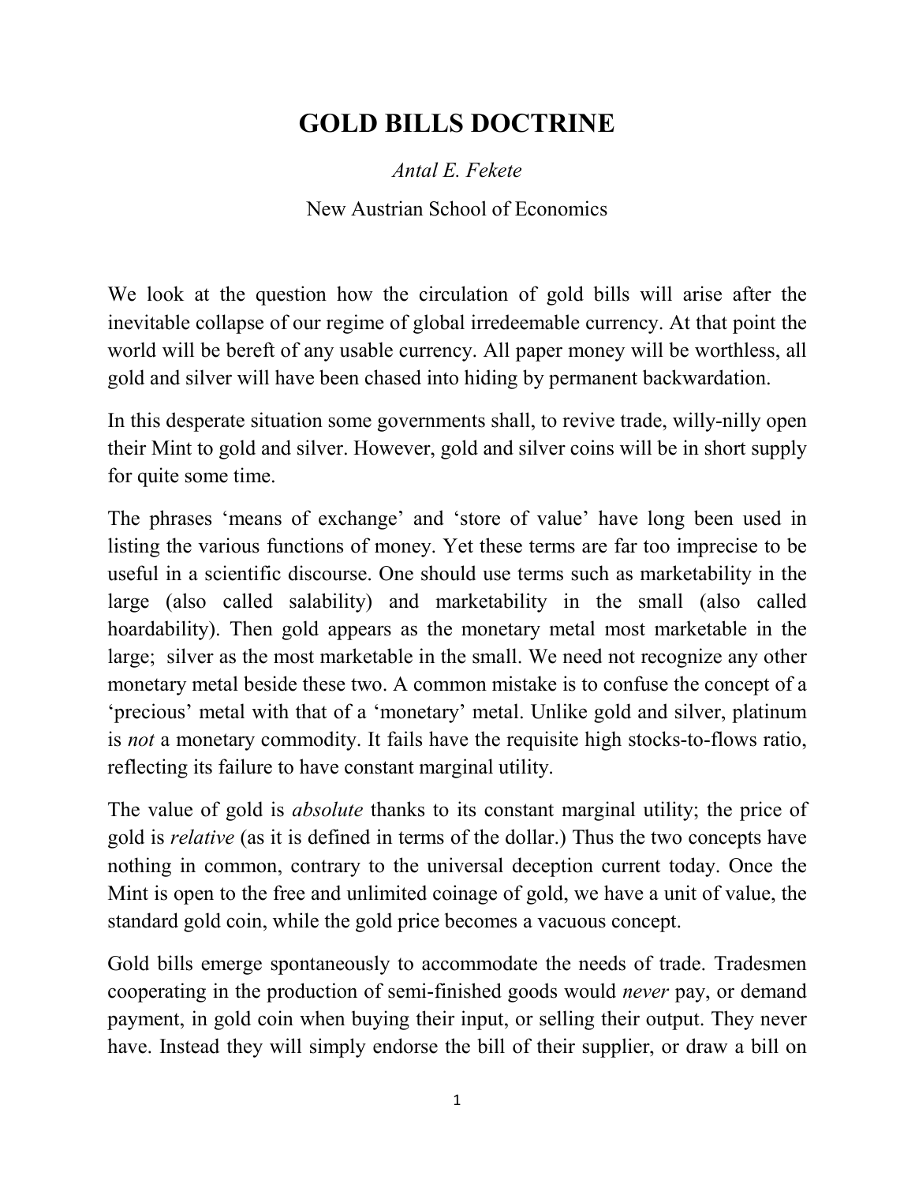# GOLD BILLS DOCTRINE

*Antal E. Fekete*

New Austrian School of Economics

We look at the question how the circulation of gold bills will arise after the inevitable collapse of our regime of global irredeemable currency. At that point the world will be bereft of any usable currency. All paper money will be worthless, all gold and silver will have been chased into hiding by permanent backwardation.

In this desperate situation some governments shall, to revive trade, willy-nilly open their Mint to gold and silver. However, gold and silver coins will be in short supply for quite some time.

The phrases 'means of exchange' and 'store of value' have long been used in listing the various functions of money. Yet these terms are far too imprecise to be useful in a scientific discourse. One should use terms such as marketability in the large (also called salability) and marketability in the small (also called hoardability). Then gold appears as the monetary metal most marketable in the large; silver as the most marketable in the small. We need not recognize any other monetary metal beside these two. A common mistake is to confuse the concept of a 'precious' metal with that of a 'monetary' metal. Unlike gold and silver, platinum is *not* a monetary commodity. It fails have the requisite high stocks-to-flows ratio, reflecting its failure to have constant marginal utility.

The value of gold is *absolute* thanks to its constant marginal utility; the price of gold is *relative* (as it is defined in terms of the dollar.) Thus the two concepts have nothing in common, contrary to the universal deception current today. Once the Mint is open to the free and unlimited coinage of gold, we have a unit of value, the standard gold coin, while the gold price becomes a vacuous concept.

Gold bills emerge spontaneously to accommodate the needs of trade. Tradesmen cooperating in the production of semi-finished goods would *never* pay, or demand payment, in gold coin when buying their input, or selling their output. They never have. Instead they will simply endorse the bill of their supplier, or draw a bill on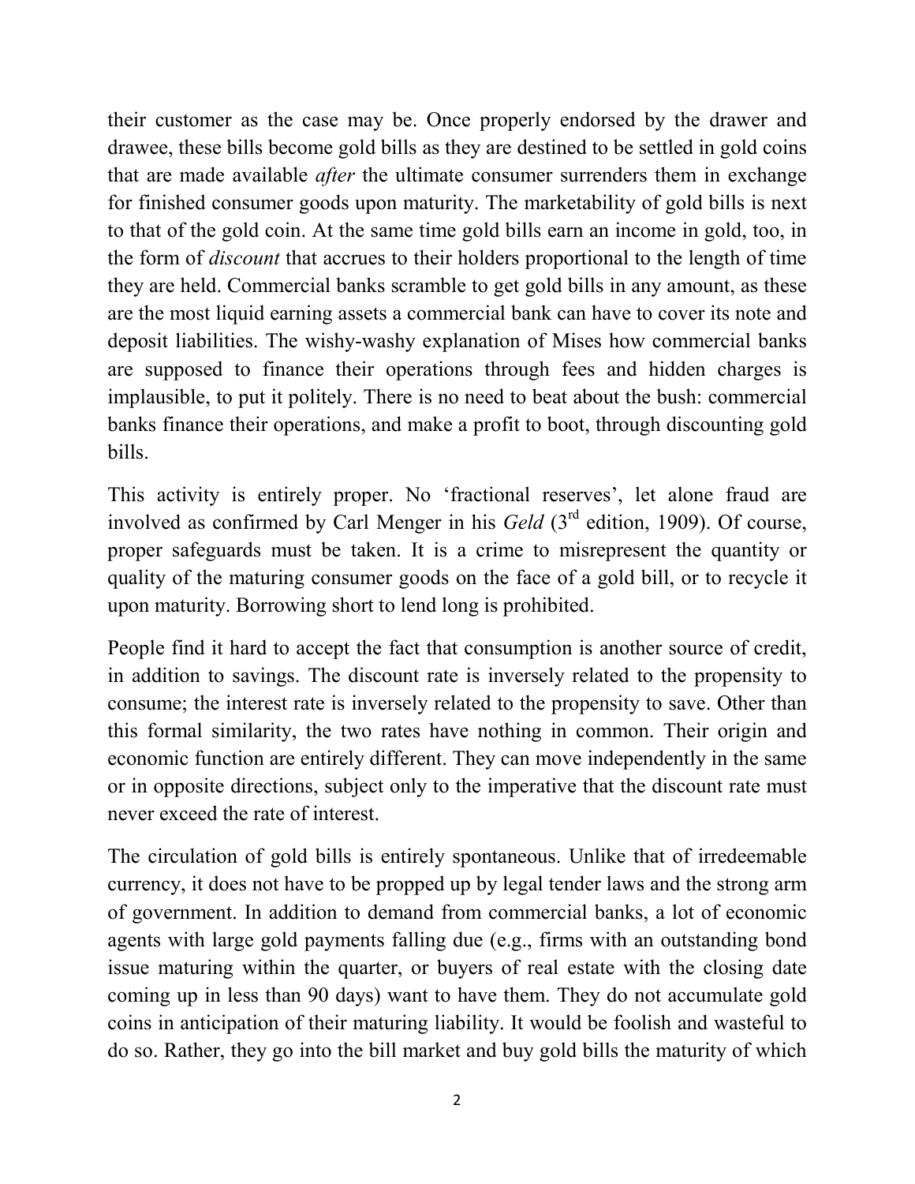their customer as the case may be. Once properly endorsed by the drawer and drawee, these bills become gold bills as they are destined to be settled in gold coins that are made available *after* the ultimate consumer surrenders them in exchange for finished consumer goods upon maturity. The marketability of gold bills is next to that of the gold coin. At the same time gold bills earn an income in gold, too, in the form of *discount* that accrues to their holders proportional to the length of time they are held. Commercial banks scramble to get gold bills in any amount, as these are the most liquid earning assets a commercial bank can have to cover its note and deposit liabilities. The wishy-washy explanation of Mises how commercial banks are supposed to finance their operations through fees and hidden charges is implausible, to put it politely. There is no need to beat about the bush: commercial banks finance their operations, and make a profit to boot, through discounting gold bills.

This activity is entirely proper. No 'fractional reserves', let alone fraud are involved as confirmed by Carl Menger in his *Geld* (3rd edition, 1909). Of course, proper safeguards must be taken. It is a crime to misrepresent the quantity or quality of the maturing consumer goods on the face of a gold bill, or to recycle it upon maturity. Borrowing short to lend long is prohibited.

People find it hard to accept the fact that consumption is another source of credit, in addition to savings. The discount rate is inversely related to the propensity to consume; the interest rate is inversely related to the propensity to save. Other than this formal similarity, the two rates have nothing in common. Their origin and economic function are entirely different. They can move independently in the same or in opposite directions, subject only to the imperative that the discount rate must never exceed the rate of interest.

The circulation of gold bills is entirely spontaneous. Unlike that of irredeemable currency, it does not have to be propped up by legal tender laws and the strong arm of government. In addition to demand from commercial banks, a lot of economic agents with large gold payments falling due (e.g., firms with an outstanding bond issue maturing within the quarter, or buyers of real estate with the closing date coming up in less than 90 days) want to have them. They do not accumulate gold coins in anticipation of their maturing liability. It would be foolish and wasteful to do so. Rather, they go into the bill market and buy gold bills the maturity of which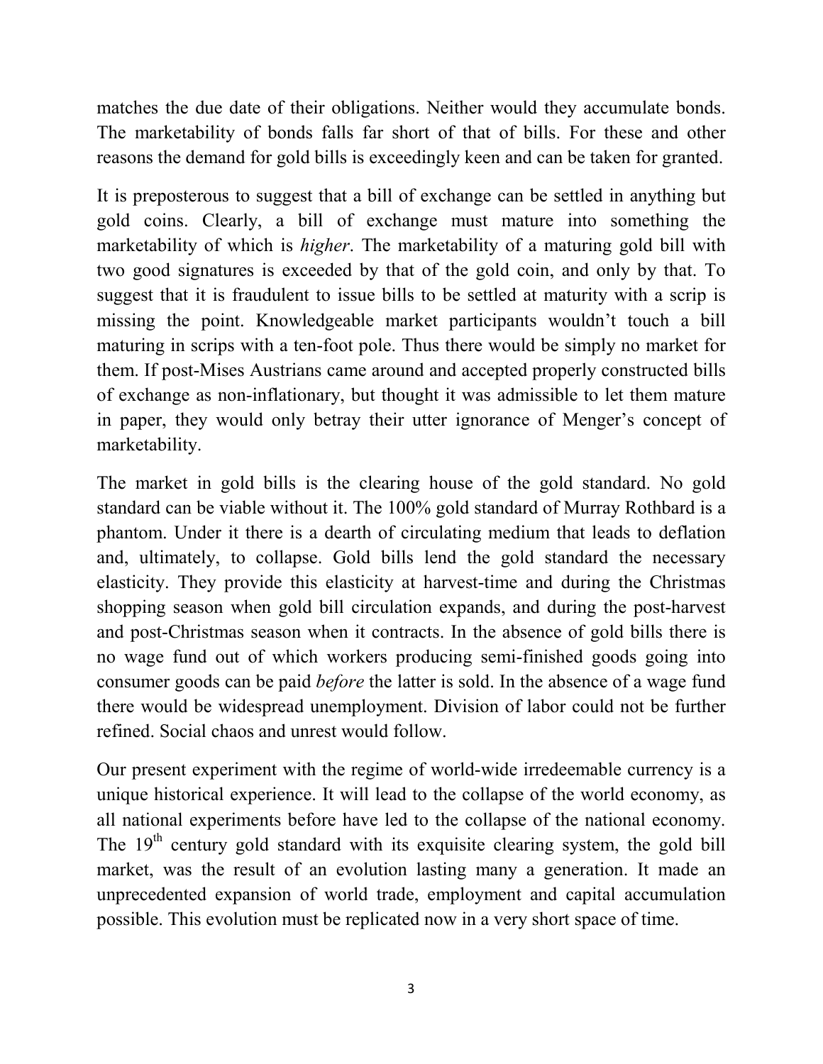matches the due date of their obligations. Neither would they accumulate bonds. The marketability of bonds falls far short of that of bills. For these and other reasons the demand for gold bills is exceedingly keen and can be taken for granted.

It is preposterous to suggest that a bill of exchange can be settled in anything but gold coins. Clearly, a bill of exchange must mature into something the marketability of which is *higher*. The marketability of a maturing gold bill with two good signatures is exceeded by that of the gold coin, and only by that. To suggest that it is fraudulent to issue bills to be settled at maturity with a scrip is missing the point. Knowledgeable market participants wouldn't touch a bill maturing in scrips with a ten-foot pole. Thus there would be simply no market for them. If post-Mises Austrians came around and accepted properly constructed bills of exchange as non-inflationary, but thought it was admissible to let them mature in paper, they would only betray their utter ignorance of Menger's concept of marketability.

The market in gold bills is the clearing house of the gold standard. No gold standard can be viable without it. The 100% gold standard of Murray Rothbard is a phantom. Under it there is a dearth of circulating medium that leads to deflation and, ultimately, to collapse. Gold bills lend the gold standard the necessary elasticity. They provide this elasticity at harvest-time and during the Christmas shopping season when gold bill circulation expands, and during the post-harvest and post-Christmas season when it contracts. In the absence of gold bills there is no wage fund out of which workers producing semi-finished goods going into consumer goods can be paid *before* the latter is sold. In the absence of a wage fund there would be widespread unemployment. Division of labor could not be further refined. Social chaos and unrest would follow.

Our present experiment with the regime of world-wide irredeemable currency is a unique historical experience. It will lead to the collapse of the world economy, as all national experiments before have led to the collapse of the national economy. The 19th century gold standard with its exquisite clearing system, the gold bill market, was the result of an evolution lasting many a generation. It made an unprecedented expansion of world trade, employment and capital accumulation possible. This evolution must be replicated now in a very short space of time.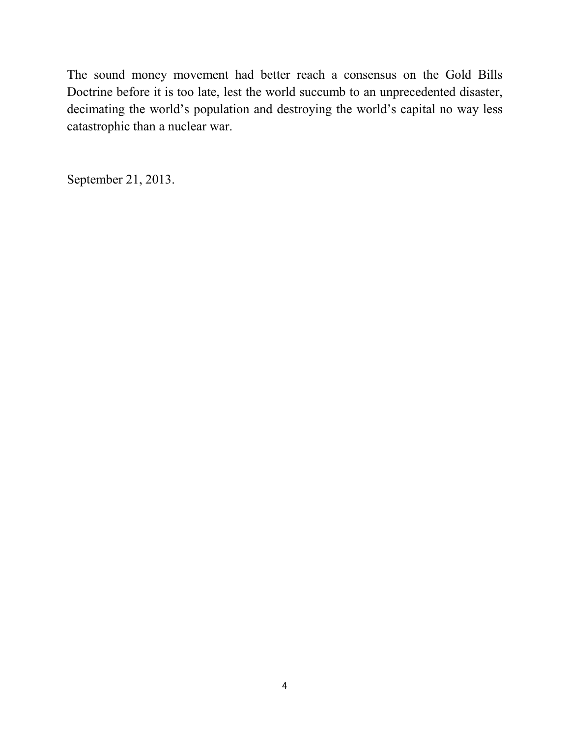The sound money movement had better reach a consensus on the Gold Bills Doctrine before it is too late, lest the world succumb to an unprecedented disaster, decimating the world's population and destroying the world's capital no way less catastrophic than a nuclear war.

September 21, 2013.